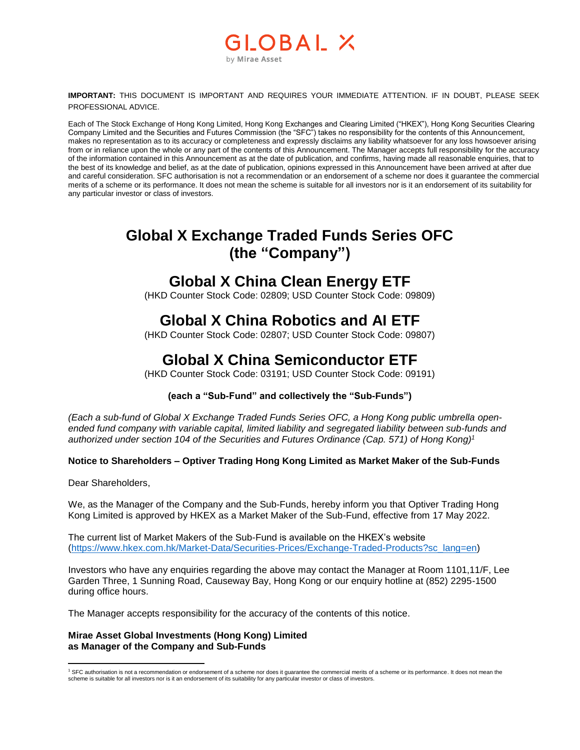GLOBAL X
by Mirae Asset

**IMPORTANT:** THIS DOCUMENT IS IMPORTANT AND REQUIRES YOUR IMMEDIATE ATTENTION. IF IN DOUBT, PLEASE SEEK PROFESSIONAL ADVICE.

Each of The Stock Exchange of Hong Kong Limited, Hong Kong Exchanges and Clearing Limited ("HKEX"), Hong Kong Securities Clearing Company Limited and the Securities and Futures Commission (the "SFC") takes no responsibility for the contents of this Announcement, makes no representation as to its accuracy or completeness and expressly disclaims any liability whatsoever for any loss howsoever arising from or in reliance upon the whole or any part of the contents of this Announcement. The Manager accepts full responsibility for the accuracy of the information contained in this Announcement as at the date of publication, and confirms, having made all reasonable enquiries, that to the best of its knowledge and belief, as at the date of publication, opinions expressed in this Announcement have been arrived at after due and careful consideration. SFC authorisation is not a recommendation or an endorsement of a scheme nor does it guarantee the commercial merits of a scheme or its performance. It does not mean the scheme is suitable for all investors nor is it an endorsement of its suitability for any particular investor or class of investors.

# Global X Exchange Traded Funds Series OFC (the "Company")

## Global X China Clean Energy ETF

(HKD Counter Stock Code: 02809; USD Counter Stock Code: 09809)

## Global X China Robotics and AI ETF

(HKD Counter Stock Code: 02807; USD Counter Stock Code: 09807)

## Global X China Semiconductor ETF

(HKD Counter Stock Code: 03191; USD Counter Stock Code: 09191)

**(each a "Sub-Fund" and collectively the "Sub-Funds")**

*(Each a sub-fund of Global X Exchange Traded Funds Series OFC, a Hong Kong public umbrella open-ended fund company with variable capital, limited liability and segregated liability between sub-funds and authorized under section 104 of the Securities and Futures Ordinance (Cap. 571) of Hong Kong)*[1]

**Notice to Shareholders – Optiver Trading Hong Kong Limited as Market Maker of the Sub-Funds**

Dear Shareholders,

We, as the Manager of the Company and the Sub-Funds, hereby inform you that Optiver Trading Hong Kong Limited is approved by HKEX as a Market Maker of the Sub-Fund, effective from 17 May 2022.

The current list of Market Makers of the Sub-Fund is available on the HKEX's website (https://www.hkex.com.hk/Market-Data/Securities-Prices/Exchange-Traded-Products?sc_lang=en)

Investors who have any enquiries regarding the above may contact the Manager at Room 1101,11/F, Lee Garden Three, 1 Sunning Road, Causeway Bay, Hong Kong or our enquiry hotline at (852) 2295-1500 during office hours.

The Manager accepts responsibility for the accuracy of the contents of this notice.

**Mirae Asset Global Investments (Hong Kong) Limited**
**as Manager of the Company and Sub-Funds**

[1] SFC authorisation is not a recommendation or endorsement of a scheme nor does it guarantee the commercial merits of a scheme or its performance. It does not mean the scheme is suitable for all investors nor is it an endorsement of its suitability for any particular investor or class of investors.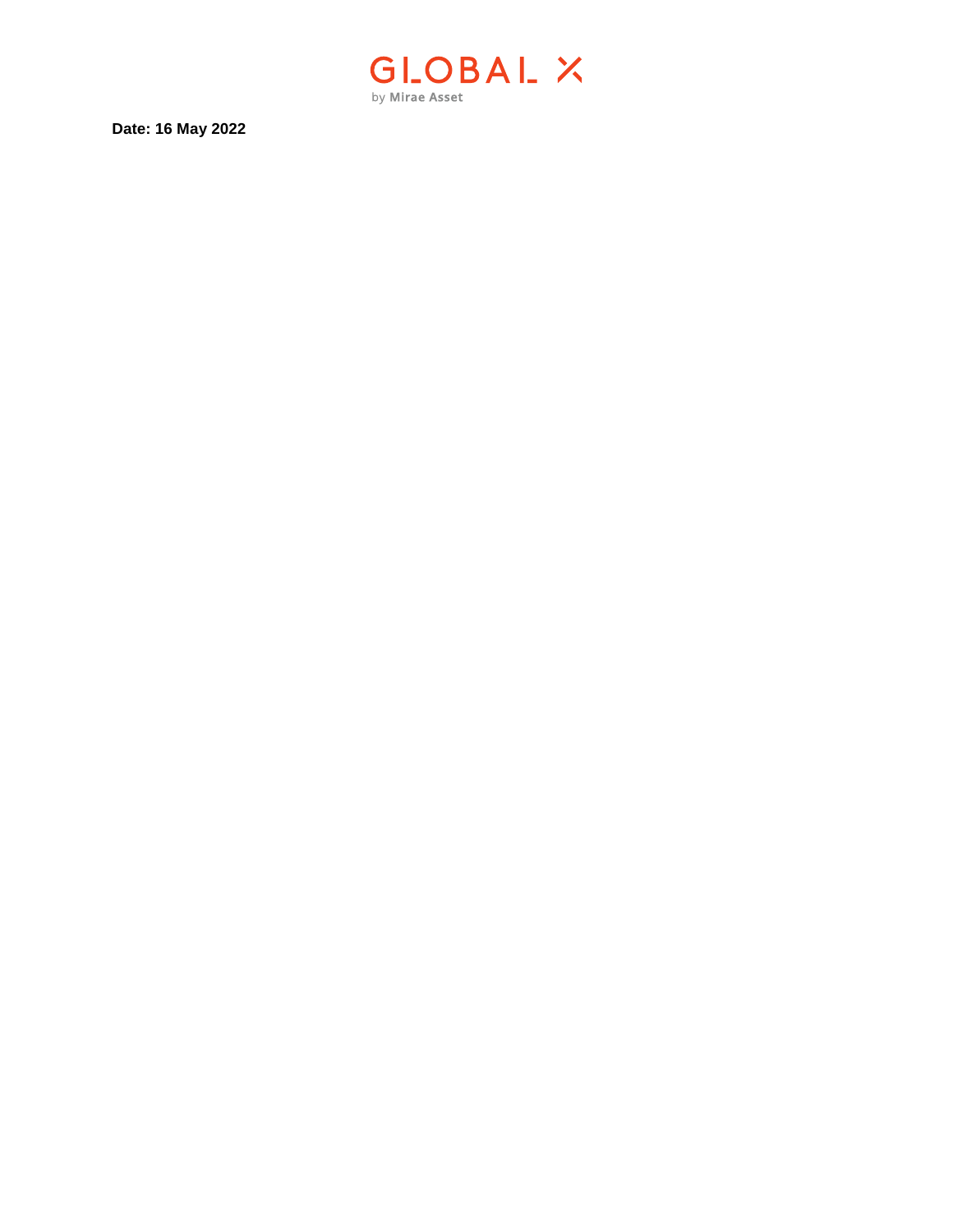GLOBAL X

by Mirae Asset

**Date: 16 May 2022**